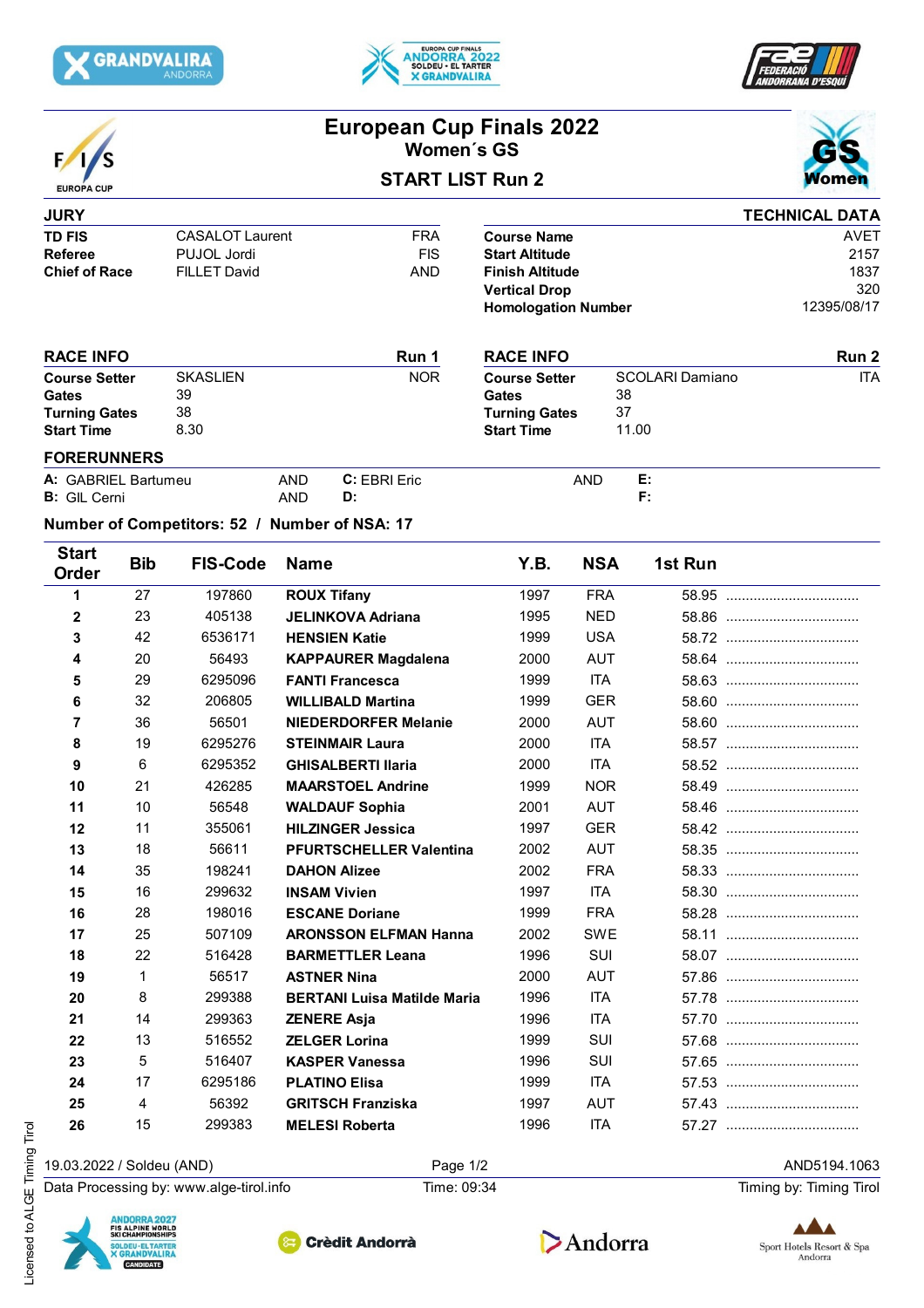# European Cup Finals 2022
## Women´s GS
### START LIST Run 2

**JURY**

| | | |
|---|---|---|
| **TD FIS** | CASALOT Laurent | FRA |
| **Referee** | PUJOL Jordi | FIS |
| **Chief of Race** | FILLET David | AND |

**TECHNICAL DATA**

| | |
|---|---|
| **Course Name** | AVET |
| **Start Altitude** | 2157 |
| **Finish Altitude** | 1837 |
| **Vertical Drop** | 320 |
| **Homologation Number** | 12395/08/17 |

**RACE INFO** — Run 1

| | | |
|---|---|---|
| **Course Setter** | SKASLIEN | NOR |
| **Gates** | 39 | |
| **Turning Gates** | 38 | |
| **Start Time** | 8.30 | |

**RACE INFO** — Run 2

| | | |
|---|---|---|
| **Course Setter** | SCOLARI Damiano | ITA |
| **Gates** | 38 | |
| **Turning Gates** | 37 | |
| **Start Time** | 11.00 | |

**FORERUNNERS**

**A:** GABRIEL Bartumeu AND
**B:** GIL Cerni AND
**C:** EBRI Eric AND
**D:**
**E:**
**F:**

**Number of Competitors: 52 / Number of NSA: 17**

| Start Order | Bib | FIS-Code | Name | Y.B. | NSA | 1st Run |
|---|---|---|---|---|---|---|
| 1 | 27 | 197860 | **ROUX Tifany** | 1997 | FRA | 58.95 |
| 2 | 23 | 405138 | **JELINKOVA Adriana** | 1995 | NED | 58.86 |
| 3 | 42 | 6536171 | **HENSIEN Katie** | 1999 | USA | 58.72 |
| 4 | 20 | 56493 | **KAPPAURER Magdalena** | 2000 | AUT | 58.64 |
| 5 | 29 | 6295096 | **FANTI Francesca** | 1999 | ITA | 58.63 |
| 6 | 32 | 206805 | **WILLIBALD Martina** | 1999 | GER | 58.60 |
| 7 | 36 | 56501 | **NIEDERDORFER Melanie** | 2000 | AUT | 58.60 |
| 8 | 19 | 6295276 | **STEINMAIR Laura** | 2000 | ITA | 58.57 |
| 9 | 6 | 6295352 | **GHISALBERTI Ilaria** | 2000 | ITA | 58.52 |
| 10 | 21 | 426285 | **MAARSTOEL Andrine** | 1999 | NOR | 58.49 |
| 11 | 10 | 56548 | **WALDAUF Sophia** | 2001 | AUT | 58.46 |
| 12 | 11 | 355061 | **HILZINGER Jessica** | 1997 | GER | 58.42 |
| 13 | 18 | 56611 | **PFURTSCHELLER Valentina** | 2002 | AUT | 58.35 |
| 14 | 35 | 198241 | **DAHON Alizee** | 2002 | FRA | 58.33 |
| 15 | 16 | 299632 | **INSAM Vivien** | 1997 | ITA | 58.30 |
| 16 | 28 | 198016 | **ESCANE Doriane** | 1999 | FRA | 58.28 |
| 17 | 25 | 507109 | **ARONSSON ELFMAN Hanna** | 2002 | SWE | 58.11 |
| 18 | 22 | 516428 | **BARMETTLER Leana** | 1996 | SUI | 58.07 |
| 19 | 1 | 56517 | **ASTNER Nina** | 2000 | AUT | 57.86 |
| 20 | 8 | 299388 | **BERTANI Luisa Matilde Maria** | 1996 | ITA | 57.78 |
| 21 | 14 | 299363 | **ZENERE Asja** | 1996 | ITA | 57.70 |
| 22 | 13 | 516552 | **ZELGER Lorina** | 1999 | SUI | 57.68 |
| 23 | 5 | 516407 | **KASPER Vanessa** | 1996 | SUI | 57.65 |
| 24 | 17 | 6295186 | **PLATINO Elisa** | 1999 | ITA | 57.53 |
| 25 | 4 | 56392 | **GRITSCH Franziska** | 1997 | AUT | 57.43 |
| 26 | 15 | 299383 | **MELESI Roberta** | 1996 | ITA | 57.27 |

19.03.2022 / Soldeu (AND) — Time: 09:34 — AND5194.1063

Data Processing by: www.alge-tirol.info — Timing by: Timing Tirol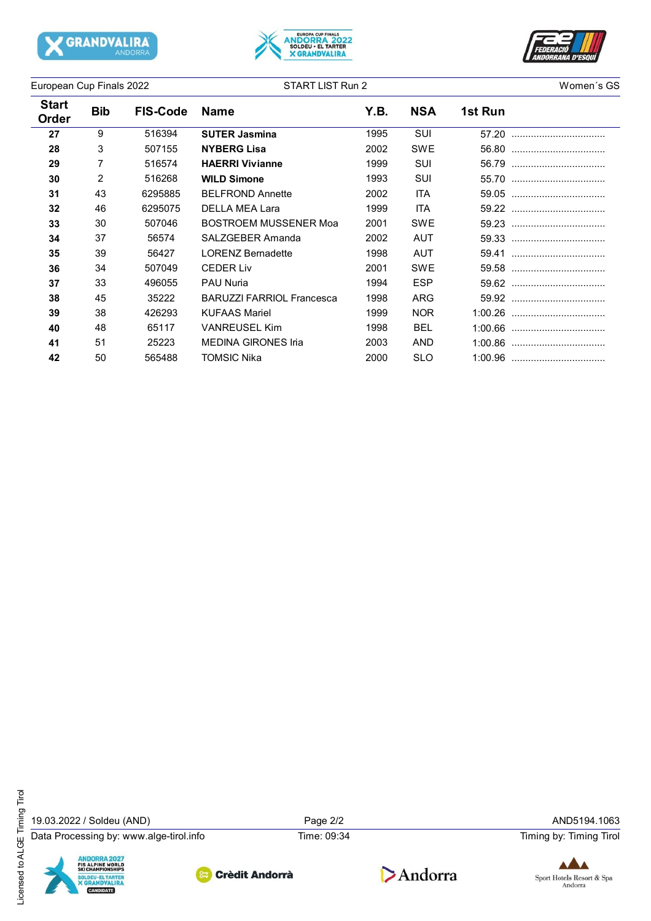European Cup Finals 2022 | START LIST Run 2 | Women´s GS

| Start Order | Bib | FIS-Code | Name | Y.B. | NSA | 1st Run |
|---|---|---|---|---|---|---|
| **27** | 9 | 516394 | **SUTER Jasmina** | 1995 | SUI | 57.20 ................................. |
| **28** | 3 | 507155 | **NYBERG Lisa** | 2002 | SWE | 56.80 ................................. |
| **29** | 7 | 516574 | **HAERRI Vivianne** | 1999 | SUI | 56.79 ................................. |
| **30** | 2 | 516268 | **WILD Simone** | 1993 | SUI | 55.70 ................................. |
| **31** | 43 | 6295885 | BELFROND Annette | 2002 | ITA | 59.05 ................................. |
| **32** | 46 | 6295075 | DELLA MEA Lara | 1999 | ITA | 59.22 ................................. |
| **33** | 30 | 507046 | BOSTROEM MUSSENER Moa | 2001 | SWE | 59.23 ................................. |
| **34** | 37 | 56574 | SALZGEBER Amanda | 2002 | AUT | 59.33 ................................. |
| **35** | 39 | 56427 | LORENZ Bernadette | 1998 | AUT | 59.41 ................................. |
| **36** | 34 | 507049 | CEDER Liv | 2001 | SWE | 59.58 ................................. |
| **37** | 33 | 496055 | PAU Nuria | 1994 | ESP | 59.62 ................................. |
| **38** | 45 | 35222 | BARUZZI FARRIOL Francesca | 1998 | ARG | 59.92 ................................. |
| **39** | 38 | 426293 | KUFAAS Mariel | 1999 | NOR | 1:00.26 ................................. |
| **40** | 48 | 65117 | VANREUSEL Kim | 1998 | BEL | 1:00.66 ................................. |
| **41** | 51 | 25223 | MEDINA GIRONES Iria | 2003 | AND | 1:00.86 ................................. |
| **42** | 50 | 565488 | TOMSIC Nika | 2000 | SLO | 1:00.96 ................................. |

19.03.2022 / Soldeu (AND) | AND5194.1063

Data Processing by: www.alge-tirol.info | Time: 09:34 | Timing by: Timing Tirol

Licensed to ALGE Timing Tirol